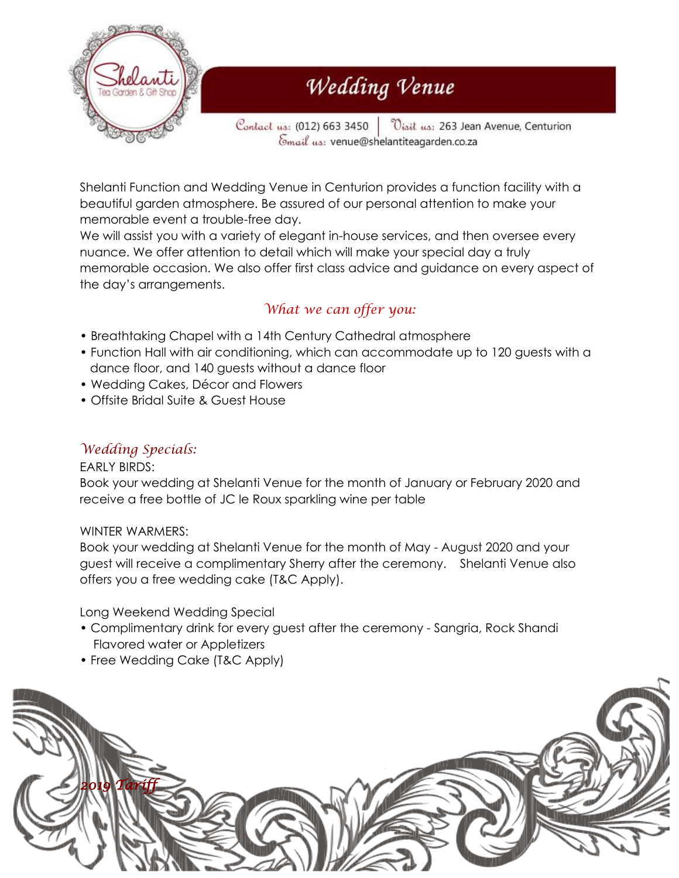Shelanti Tea Garden & Gift Shop

# Wedding Venue

Contact us: (012) 663 3450 | Visit us: 263 Jean Avenue, Centurion
Email us: venue@shelantiteagarden.co.za

Shelanti Function and Wedding Venue in Centurion provides a function facility with a beautiful garden atmosphere. Be assured of our personal attention to make your memorable event a trouble-free day.
We will assist you with a variety of elegant in-house services, and then oversee every nuance. We offer attention to detail which will make your special day a truly memorable occasion. We also offer first class advice and guidance on every aspect of the day's arrangements.

## *What we can offer you:*

- Breathtaking Chapel with a 14th Century Cathedral atmosphere
- Function Hall with air conditioning, which can accommodate up to 120 guests with a dance floor, and 140 guests without a dance floor
- Wedding Cakes, Décor and Flowers
- Offsite Bridal Suite & Guest House

## *Wedding Specials:*

EARLY BIRDS:
Book your wedding at Shelanti Venue for the month of January or February 2020 and receive a free bottle of JC le Roux sparkling wine per table

WINTER WARMERS:
Book your wedding at Shelanti Venue for the month of May - August 2020 and your guest will receive a complimentary Sherry after the ceremony. Shelanti Venue also offers you a free wedding cake (T&C Apply).

Long Weekend Wedding Special

- Complimentary drink for every guest after the ceremony - Sangria, Rock Shandi Flavored water or Appletizers
- Free Wedding Cake (T&C Apply)

*2019 Tariff*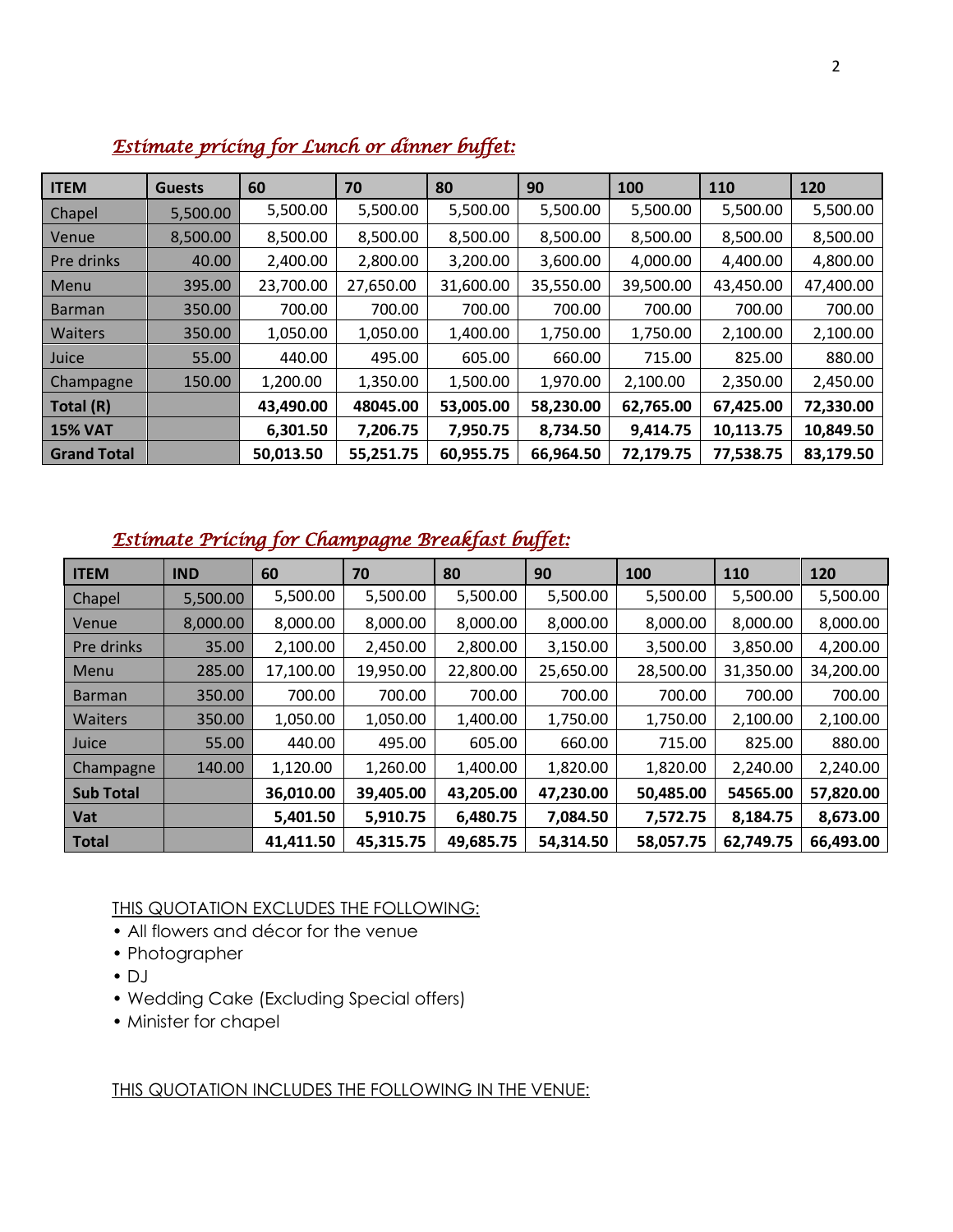## *Estimate pricing for Lunch or dinner buffet:*

| ITEM | Guests | 60 | 70 | 80 | 90 | 100 | 110 | 120 |
|---|---|---|---|---|---|---|---|---|
| Chapel | 5,500.00 | 5,500.00 | 5,500.00 | 5,500.00 | 5,500.00 | 5,500.00 | 5,500.00 | 5,500.00 |
| Venue | 8,500.00 | 8,500.00 | 8,500.00 | 8,500.00 | 8,500.00 | 8,500.00 | 8,500.00 | 8,500.00 |
| Pre drinks | 40.00 | 2,400.00 | 2,800.00 | 3,200.00 | 3,600.00 | 4,000.00 | 4,400.00 | 4,800.00 |
| Menu | 395.00 | 23,700.00 | 27,650.00 | 31,600.00 | 35,550.00 | 39,500.00 | 43,450.00 | 47,400.00 |
| Barman | 350.00 | 700.00 | 700.00 | 700.00 | 700.00 | 700.00 | 700.00 | 700.00 |
| Waiters | 350.00 | 1,050.00 | 1,050.00 | 1,400.00 | 1,750.00 | 1,750.00 | 2,100.00 | 2,100.00 |
| Juice | 55.00 | 440.00 | 495.00 | 605.00 | 660.00 | 715.00 | 825.00 | 880.00 |
| Champagne | 150.00 | 1,200.00 | 1,350.00 | 1,500.00 | 1,970.00 | 2,100.00 | 2,350.00 | 2,450.00 |
| **Total (R)** | | **43,490.00** | **48045.00** | **53,005.00** | **58,230.00** | **62,765.00** | **67,425.00** | **72,330.00** |
| **15% VAT** | | **6,301.50** | **7,206.75** | **7,950.75** | **8,734.50** | **9,414.75** | **10,113.75** | **10,849.50** |
| **Grand Total** | | **50,013.50** | **55,251.75** | **60,955.75** | **66,964.50** | **72,179.75** | **77,538.75** | **83,179.50** |

## *Estimate Pricing for Champagne Breakfast buffet:*

| ITEM | IND | 60 | 70 | 80 | 90 | 100 | 110 | 120 |
|---|---|---|---|---|---|---|---|---|
| Chapel | 5,500.00 | 5,500.00 | 5,500.00 | 5,500.00 | 5,500.00 | 5,500.00 | 5,500.00 | 5,500.00 |
| Venue | 8,000.00 | 8,000.00 | 8,000.00 | 8,000.00 | 8,000.00 | 8,000.00 | 8,000.00 | 8,000.00 |
| Pre drinks | 35.00 | 2,100.00 | 2,450.00 | 2,800.00 | 3,150.00 | 3,500.00 | 3,850.00 | 4,200.00 |
| Menu | 285.00 | 17,100.00 | 19,950.00 | 22,800.00 | 25,650.00 | 28,500.00 | 31,350.00 | 34,200.00 |
| Barman | 350.00 | 700.00 | 700.00 | 700.00 | 700.00 | 700.00 | 700.00 | 700.00 |
| Waiters | 350.00 | 1,050.00 | 1,050.00 | 1,400.00 | 1,750.00 | 1,750.00 | 2,100.00 | 2,100.00 |
| Juice | 55.00 | 440.00 | 495.00 | 605.00 | 660.00 | 715.00 | 825.00 | 880.00 |
| Champagne | 140.00 | 1,120.00 | 1,260.00 | 1,400.00 | 1,820.00 | 1,820.00 | 2,240.00 | 2,240.00 |
| **Sub Total** | | **36,010.00** | **39,405.00** | **43,205.00** | **47,230.00** | **50,485.00** | **54565.00** | **57,820.00** |
| **Vat** | | **5,401.50** | **5,910.75** | **6,480.75** | **7,084.50** | **7,572.75** | **8,184.75** | **8,673.00** |
| **Total** | | **41,411.50** | **45,315.75** | **49,685.75** | **54,314.50** | **58,057.75** | **62,749.75** | **66,493.00** |

<u>THIS QUOTATION EXCLUDES THE FOLLOWING:</u>

- All flowers and décor for the venue
- Photographer
- DJ
- Wedding Cake (Excluding Special offers)
- Minister for chapel

<u>THIS QUOTATION INCLUDES THE FOLLOWING IN THE VENUE:</u>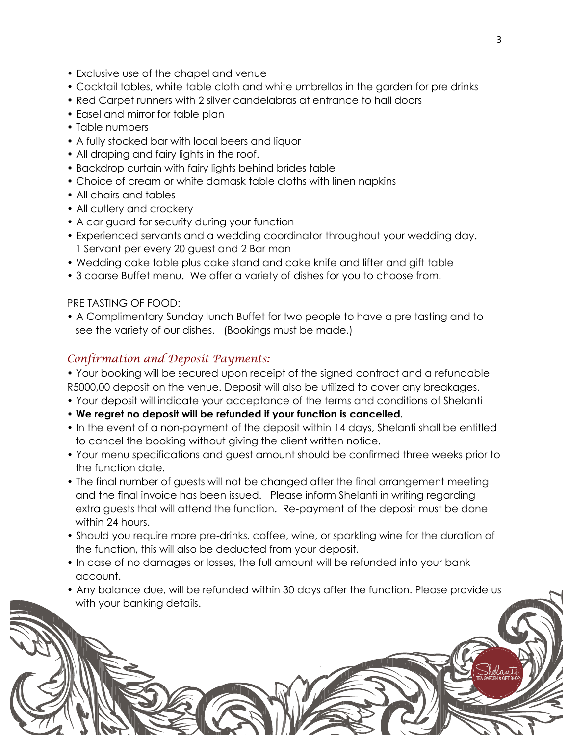- Exclusive use of the chapel and venue
- Cocktail tables, white table cloth and white umbrellas in the garden for pre drinks
- Red Carpet runners with 2 silver candelabras at entrance to hall doors
- Easel and mirror for table plan
- Table numbers
- A fully stocked bar with local beers and liquor
- All draping and fairy lights in the roof.
- Backdrop curtain with fairy lights behind brides table
- Choice of cream or white damask table cloths with linen napkins
- All chairs and tables
- All cutlery and crockery
- A car guard for security during your function
- Experienced servants and a wedding coordinator throughout your wedding day. 1 Servant per every 20 guest and 2 Bar man
- Wedding cake table plus cake stand and cake knife and lifter and gift table
- 3 coarse Buffet menu. We offer a variety of dishes for you to choose from.

PRE TASTING OF FOOD:

- A Complimentary Sunday lunch Buffet for two people to have a pre tasting and to see the variety of our dishes. (Bookings must be made.)

## *Confirmation and Deposit Payments:*

- Your booking will be secured upon receipt of the signed contract and a refundable R5000,00 deposit on the venue. Deposit will also be utilized to cover any breakages.
- Your deposit will indicate your acceptance of the terms and conditions of Shelanti
- **We regret no deposit will be refunded if your function is cancelled.**
- In the event of a non-payment of the deposit within 14 days, Shelanti shall be entitled to cancel the booking without giving the client written notice.
- Your menu specifications and guest amount should be confirmed three weeks prior to the function date.
- The final number of guests will not be changed after the final arrangement meeting and the final invoice has been issued. Please inform Shelanti in writing regarding extra guests that will attend the function. Re-payment of the deposit must be done within 24 hours.
- Should you require more pre-drinks, coffee, wine, or sparkling wine for the duration of the function, this will also be deducted from your deposit.
- In case of no damages or losses, the full amount will be refunded into your bank account.
- Any balance due, will be refunded within 30 days after the function. Please provide us with your banking details.